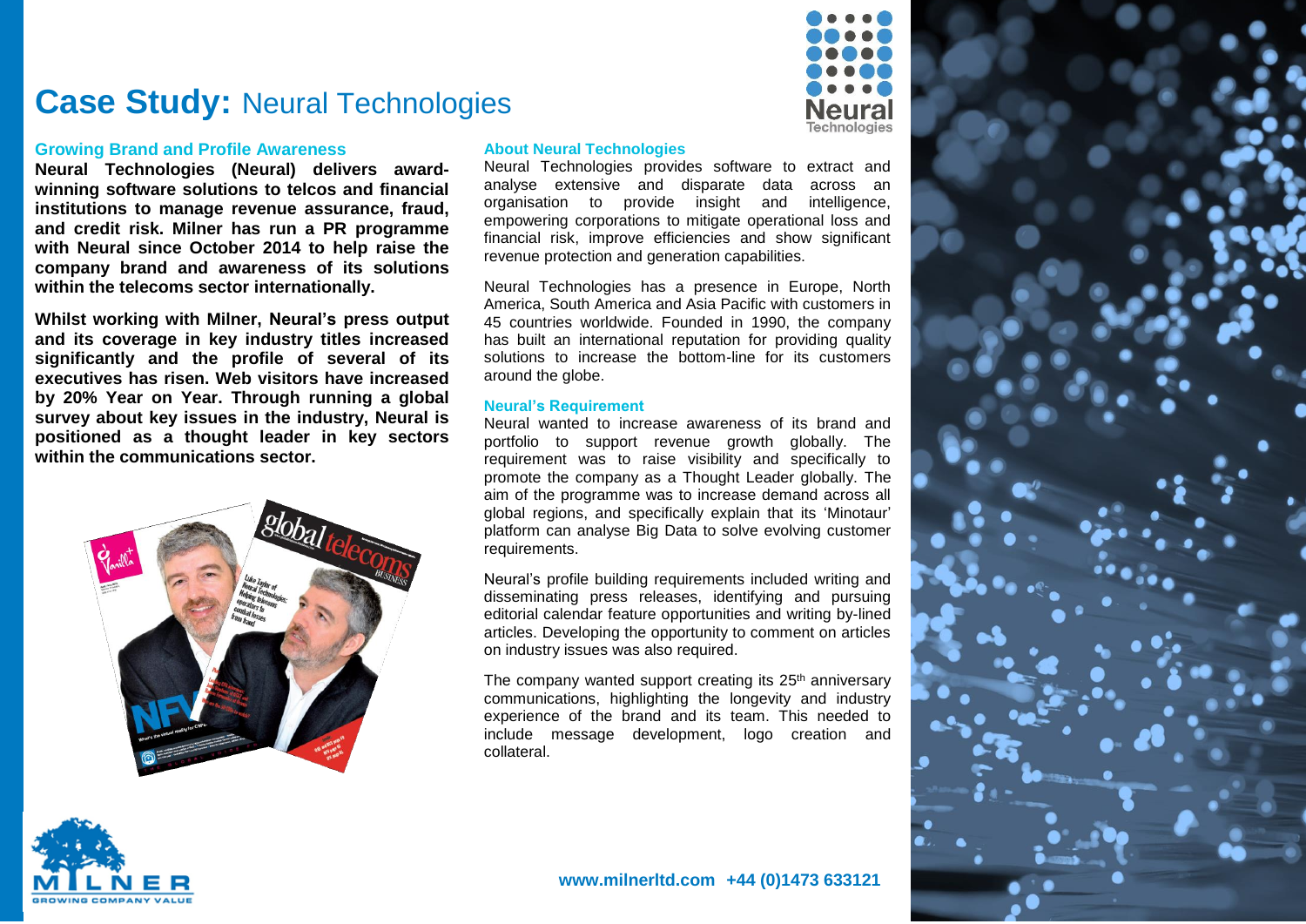# Case Study: Neural Technologies

## Growing Brand and Profile Awareness

**Neural Technologies (Neural) delivers award-winning software solutions to telcos and financial institutions to manage revenue assurance, fraud, and credit risk. Milner has run a PR programme with Neural since October 2014 to help raise the company brand and awareness of its solutions within the telecoms sector internationally.**

**Whilst working with Milner, Neural's press output and its coverage in key industry titles increased significantly and the profile of several of its executives has risen. Web visitors have increased by 20% Year on Year. Through running a global survey about key issues in the industry, Neural is positioned as a thought leader in key sectors within the communications sector.**

## About Neural Technologies

Neural Technologies provides software to extract and analyse extensive and disparate data across an organisation to provide insight and intelligence, empowering corporations to mitigate operational loss and financial risk, improve efficiencies and show significant revenue protection and generation capabilities.

Neural Technologies has a presence in Europe, North America, South America and Asia Pacific with customers in 45 countries worldwide. Founded in 1990, the company has built an international reputation for providing quality solutions to increase the bottom-line for its customers around the globe.

## Neural's Requirement

Neural wanted to increase awareness of its brand and portfolio to support revenue growth globally. The requirement was to raise visibility and specifically to promote the company as a Thought Leader globally. The aim of the programme was to increase demand across all global regions, and specifically explain that its 'Minotaur' platform can analyse Big Data to solve evolving customer requirements.

Neural's profile building requirements included writing and disseminating press releases, identifying and pursuing editorial calendar feature opportunities and writing by-lined articles. Developing the opportunity to comment on articles on industry issues was also required.

The company wanted support creating its 25th anniversary communications, highlighting the longevity and industry experience of the brand and its team. This needed to include message development, logo creation and collateral.

www.milnerltd.com +44 (0)1473 633121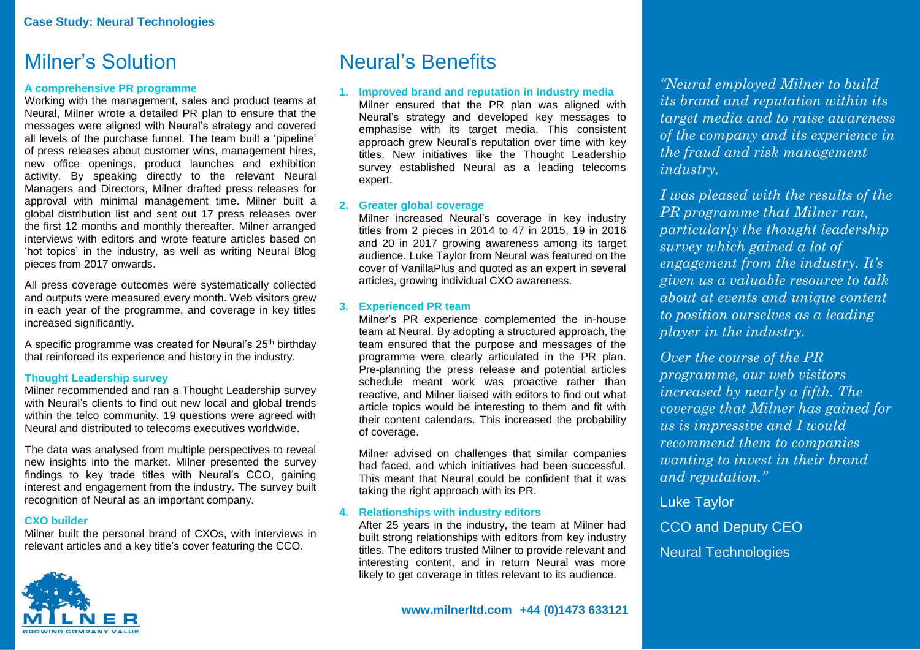Case Study: Neural Technologies

# Milner's Solution

### A comprehensive PR programme

Working with the management, sales and product teams at Neural, Milner wrote a detailed PR plan to ensure that the messages were aligned with Neural's strategy and covered all levels of the purchase funnel. The team built a 'pipeline' of press releases about customer wins, management hires, new office openings, product launches and exhibition activity. By speaking directly to the relevant Neural Managers and Directors, Milner drafted press releases for approval with minimal management time. Milner built a global distribution list and sent out 17 press releases over the first 12 months and monthly thereafter. Milner arranged interviews with editors and wrote feature articles based on 'hot topics' in the industry, as well as writing Neural Blog pieces from 2017 onwards.

All press coverage outcomes were systematically collected and outputs were measured every month. Web visitors grew in each year of the programme, and coverage in key titles increased significantly.

A specific programme was created for Neural's 25th birthday that reinforced its experience and history in the industry.

### Thought Leadership survey

Milner recommended and ran a Thought Leadership survey with Neural's clients to find out new local and global trends within the telco community. 19 questions were agreed with Neural and distributed to telecoms executives worldwide.

The data was analysed from multiple perspectives to reveal new insights into the market. Milner presented the survey findings to key trade titles with Neural's CCO, gaining interest and engagement from the industry. The survey built recognition of Neural as an important company.

### CXO builder

Milner built the personal brand of CXOs, with interviews in relevant articles and a key title's cover featuring the CCO.

# Neural's Benefits

1. **Improved brand and reputation in industry media**
   Milner ensured that the PR plan was aligned with Neural's strategy and developed key messages to emphasise with its target media. This consistent approach grew Neural's reputation over time with key titles. New initiatives like the Thought Leadership survey established Neural as a leading telecoms expert.

2. **Greater global coverage**
   Milner increased Neural's coverage in key industry titles from 2 pieces in 2014 to 47 in 2015, 19 in 2016 and 20 in 2017 growing awareness among its target audience. Luke Taylor from Neural was featured on the cover of VanillaPlus and quoted as an expert in several articles, growing individual CXO awareness.

3. **Experienced PR team**
   Milner's PR experience complemented the in-house team at Neural. By adopting a structured approach, the team ensured that the purpose and messages of the programme were clearly articulated in the PR plan. Pre-planning the press release and potential articles schedule meant work was proactive rather than reactive, and Milner liaised with editors to find out what article topics would be interesting to them and fit with their content calendars. This increased the probability of coverage.

   Milner advised on challenges that similar companies had faced, and which initiatives had been successful. This meant that Neural could be confident that it was taking the right approach with its PR.

4. **Relationships with industry editors**
   After 25 years in the industry, the team at Milner had built strong relationships with editors from key industry titles. The editors trusted Milner to provide relevant and interesting content, and in return Neural was more likely to get coverage in titles relevant to its audience.

www.milnerltd.com +44 (0)1473 633121

*"Neural employed Milner to build its brand and reputation within its target media and to raise awareness of the company and its experience in the fraud and risk management industry.*

*I was pleased with the results of the PR programme that Milner ran, particularly the thought leadership survey which gained a lot of engagement from the industry. It's given us a valuable resource to talk about at events and unique content to position ourselves as a leading player in the industry.*

*Over the course of the PR programme, our web visitors increased by nearly a fifth. The coverage that Milner has gained for us is impressive and I would recommend them to companies wanting to invest in their brand and reputation."*

Luke Taylor

CCO and Deputy CEO

Neural Technologies

MILNER
GROWING COMPANY VALUE